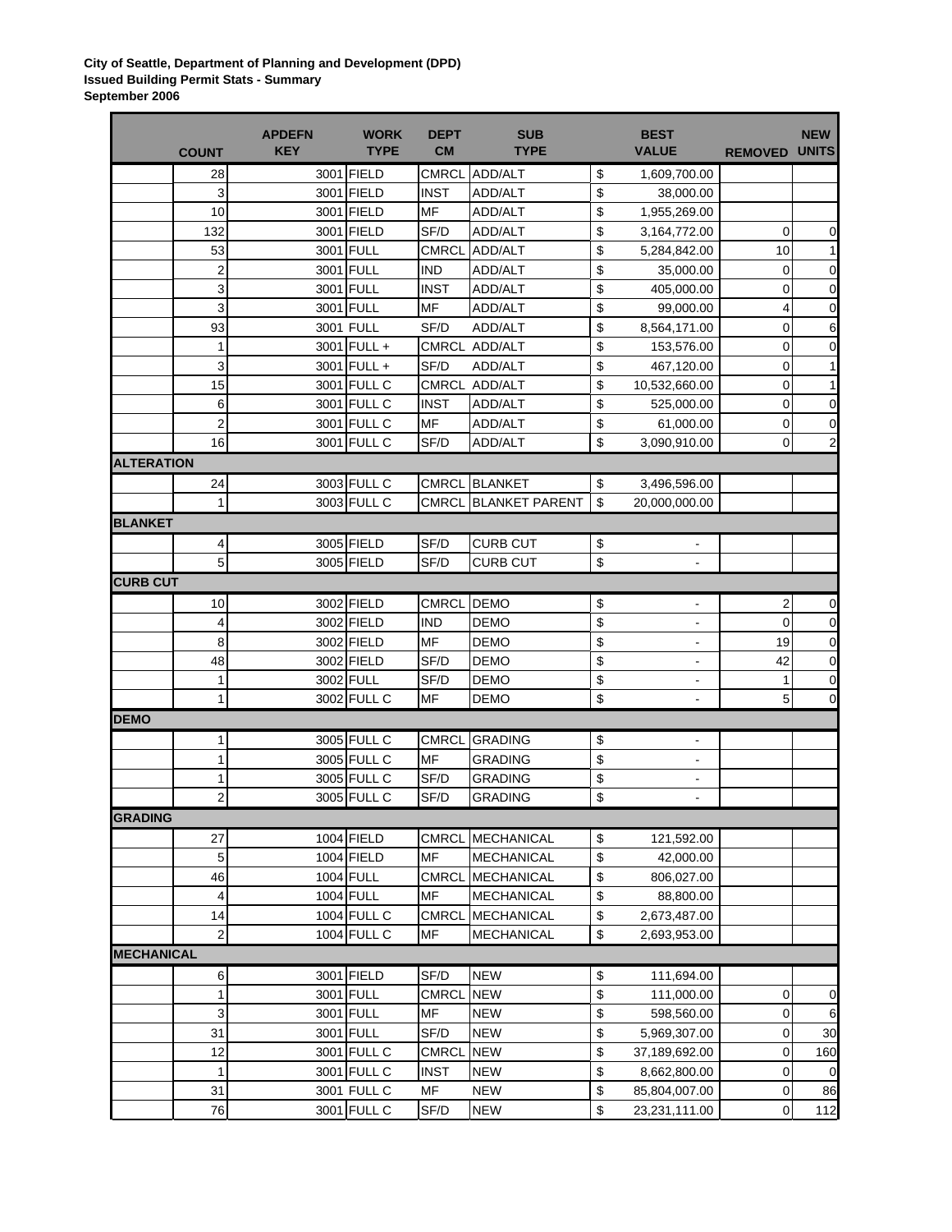**City of Seattle, Department of Planning and Development (DPD)**
**Issued Building Permit Stats - Summary**
**September 2006**

| | COUNT | APDEFN KEY | WORK TYPE | DEPT CM | SUB TYPE | BEST VALUE | REMOVED | NEW UNITS |
|---|---|---|---|---|---|---|---|---|
| | 28 | 3001 | FIELD | CMRCL | ADD/ALT | $ 1,609,700.00 | | |
| | 3 | 3001 | FIELD | INST | ADD/ALT | $ 38,000.00 | | |
| | 10 | 3001 | FIELD | MF | ADD/ALT | $ 1,955,269.00 | | |
| | 132 | 3001 | FIELD | SF/D | ADD/ALT | $ 3,164,772.00 | 0 | 0 |
| | 53 | 3001 | FULL | CMRCL | ADD/ALT | $ 5,284,842.00 | 10 | 1 |
| | 2 | 3001 | FULL | IND | ADD/ALT | $ 35,000.00 | 0 | 0 |
| | 3 | 3001 | FULL | INST | ADD/ALT | $ 405,000.00 | 0 | 0 |
| | 3 | 3001 | FULL | MF | ADD/ALT | $ 99,000.00 | 4 | 0 |
| | 93 | 3001 | FULL | SF/D | ADD/ALT | $ 8,564,171.00 | 0 | 6 |
| | 1 | 3001 | FULL + | CMRCL | ADD/ALT | $ 153,576.00 | 0 | 0 |
| | 3 | 3001 | FULL + | SF/D | ADD/ALT | $ 467,120.00 | 0 | 1 |
| | 15 | 3001 | FULL C | CMRCL | ADD/ALT | $ 10,532,660.00 | 0 | 1 |
| | 6 | 3001 | FULL C | INST | ADD/ALT | $ 525,000.00 | 0 | 0 |
| | 2 | 3001 | FULL C | MF | ADD/ALT | $ 61,000.00 | 0 | 0 |
| | 16 | 3001 | FULL C | SF/D | ADD/ALT | $ 3,090,910.00 | 0 | 2 |
| **ALTERATION** | | | | | | | | |
| | 24 | 3003 | FULL C | CMRCL | BLANKET | $ 3,496,596.00 | | |
| | 1 | 3003 | FULL C | CMRCL | BLANKET PARENT | $ 20,000,000.00 | | |
| **BLANKET** | | | | | | | | |
| | 4 | 3005 | FIELD | SF/D | CURB CUT | $ - | | |
| | 5 | 3005 | FIELD | SF/D | CURB CUT | $ - | | |
| **CURB CUT** | | | | | | | | |
| | 10 | 3002 | FIELD | CMRCL | DEMO | $ - | 2 | 0 |
| | 4 | 3002 | FIELD | IND | DEMO | $ - | 0 | 0 |
| | 8 | 3002 | FIELD | MF | DEMO | $ - | 19 | 0 |
| | 48 | 3002 | FIELD | SF/D | DEMO | $ - | 42 | 0 |
| | 1 | 3002 | FULL | SF/D | DEMO | $ - | 1 | 0 |
| | 1 | 3002 | FULL C | MF | DEMO | $ - | 5 | 0 |
| **DEMO** | | | | | | | | |
| | 1 | 3005 | FULL C | CMRCL | GRADING | $ - | | |
| | 1 | 3005 | FULL C | MF | GRADING | $ - | | |
| | 1 | 3005 | FULL C | SF/D | GRADING | $ - | | |
| | 2 | 3005 | FULL C | SF/D | GRADING | $ - | | |
| **GRADING** | | | | | | | | |
| | 27 | 1004 | FIELD | CMRCL | MECHANICAL | $ 121,592.00 | | |
| | 5 | 1004 | FIELD | MF | MECHANICAL | $ 42,000.00 | | |
| | 46 | 1004 | FULL | CMRCL | MECHANICAL | $ 806,027.00 | | |
| | 4 | 1004 | FULL | MF | MECHANICAL | $ 88,800.00 | | |
| | 14 | 1004 | FULL C | CMRCL | MECHANICAL | $ 2,673,487.00 | | |
| | 2 | 1004 | FULL C | MF | MECHANICAL | $ 2,693,953.00 | | |
| **MECHANICAL** | | | | | | | | |
| | 6 | 3001 | FIELD | SF/D | NEW | $ 111,694.00 | | |
| | 1 | 3001 | FULL | CMRCL | NEW | $ 111,000.00 | 0 | 0 |
| | 3 | 3001 | FULL | MF | NEW | $ 598,560.00 | 0 | 6 |
| | 31 | 3001 | FULL | SF/D | NEW | $ 5,969,307.00 | 0 | 30 |
| | 12 | 3001 | FULL C | CMRCL | NEW | $ 37,189,692.00 | 0 | 160 |
| | 1 | 3001 | FULL C | INST | NEW | $ 8,662,800.00 | 0 | 0 |
| | 31 | 3001 | FULL C | MF | NEW | $ 85,804,007.00 | 0 | 86 |
| | 76 | 3001 | FULL C | SF/D | NEW | $ 23,231,111.00 | 0 | 112 |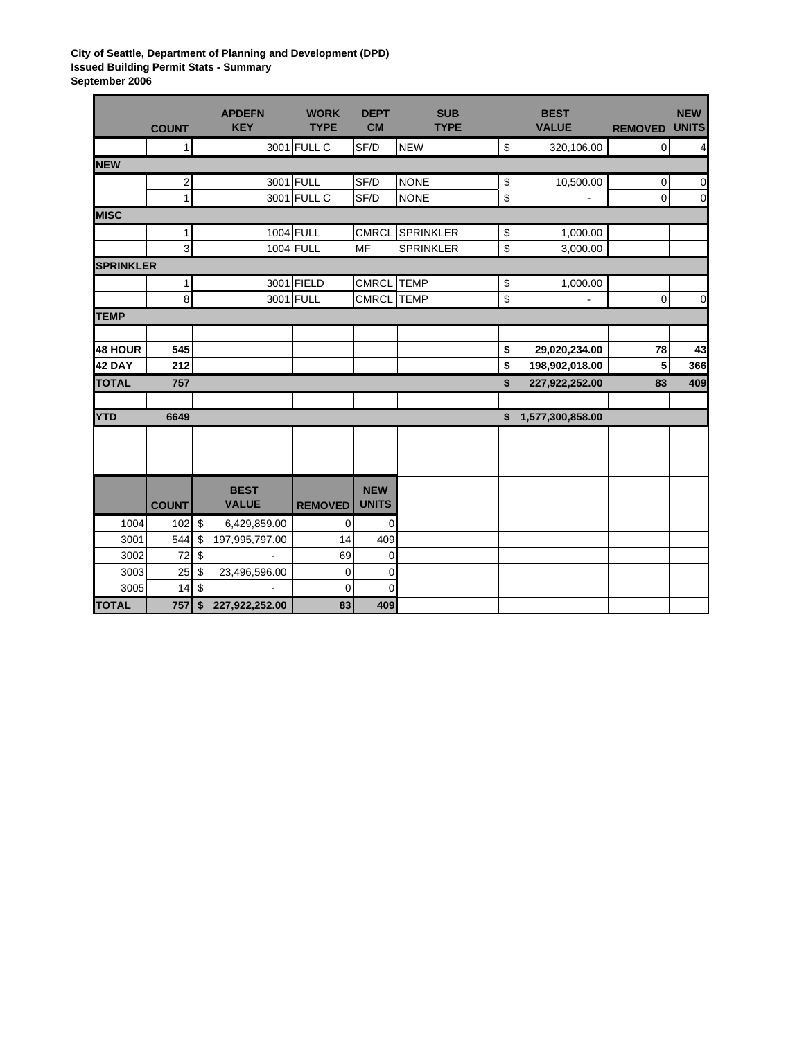**City of Seattle, Department of Planning and Development (DPD)**
**Issued Building Permit Stats - Summary**
**September 2006**

| | COUNT | APDEFN KEY | WORK TYPE | DEPT CM | SUB TYPE | BEST VALUE | REMOVED | NEW UNITS |
|---|---|---|---|---|---|---|---|---|
| | 1 | 3001 | FULL C | SF/D | NEW | $ 320,106.00 | 0 | 4 |
| **NEW** | | | | | | | | |
| | 2 | 3001 | FULL | SF/D | NONE | $ 10,500.00 | 0 | 0 |
| | 1 | 3001 | FULL C | SF/D | NONE | $ - | 0 | 0 |
| **MISC** | | | | | | | | |
| | 1 | 1004 | FULL | CMRCL | SPRINKLER | $ 1,000.00 | | |
| | 3 | 1004 | FULL | MF | SPRINKLER | $ 3,000.00 | | |
| **SPRINKLER** | | | | | | | | |
| | 1 | 3001 | FIELD | CMRCL | TEMP | $ 1,000.00 | | |
| | 8 | 3001 | FULL | CMRCL | TEMP | $ - | 0 | 0 |
| **TEMP** | | | | | | | | |
| **48 HOUR** | **545** | | | | | **$ 29,020,234.00** | **78** | **43** |
| **42 DAY** | **212** | | | | | **$ 198,902,018.00** | **5** | **366** |
| **TOTAL** | **757** | | | | | **$ 227,922,252.00** | **83** | **409** |
| **YTD** | **6649** | | | | | **$ 1,577,300,858.00** | | |

| | COUNT | BEST VALUE | REMOVED | NEW UNITS |
|---|---|---|---|---|
| 1004 | 102 | $ 6,429,859.00 | 0 | 0 |
| 3001 | 544 | $ 197,995,797.00 | 14 | 409 |
| 3002 | 72 | $ - | 69 | 0 |
| 3003 | 25 | $ 23,496,596.00 | 0 | 0 |
| 3005 | 14 | $ - | 0 | 0 |
| **TOTAL** | **757** | **$ 227,922,252.00** | **83** | **409** |